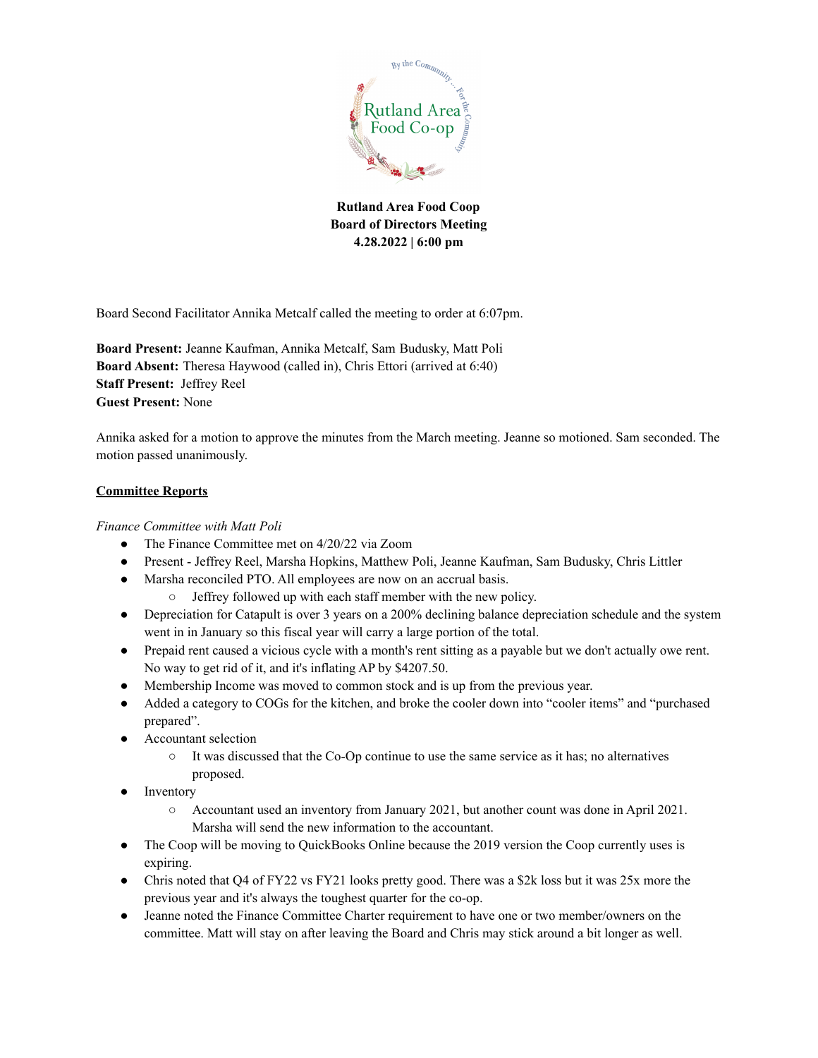**Rutland Area Food Coop**
**Board of Directors Meeting**
**4.28.2022 | 6:00 pm**

Board Second Facilitator Annika Metcalf called the meeting to order at 6:07pm.

**Board Present:** Jeanne Kaufman, Annika Metcalf, Sam Budusky, Matt Poli
**Board Absent:** Theresa Haywood (called in), Chris Ettori (arrived at 6:40)
**Staff Present:** Jeffrey Reel
**Guest Present:** None

Annika asked for a motion to approve the minutes from the March meeting. Jeanne so motioned. Sam seconded. The motion passed unanimously.

## Committee Reports

*Finance Committee with Matt Poli*

- The Finance Committee met on 4/20/22 via Zoom
- Present - Jeffrey Reel, Marsha Hopkins, Matthew Poli, Jeanne Kaufman, Sam Budusky, Chris Littler
- Marsha reconciled PTO. All employees are now on an accrual basis.
  - Jeffrey followed up with each staff member with the new policy.
- Depreciation for Catapult is over 3 years on a 200% declining balance depreciation schedule and the system went in in January so this fiscal year will carry a large portion of the total.
- Prepaid rent caused a vicious cycle with a month's rent sitting as a payable but we don't actually owe rent. No way to get rid of it, and it's inflating AP by $4207.50.
- Membership Income was moved to common stock and is up from the previous year.
- Added a category to COGs for the kitchen, and broke the cooler down into "cooler items" and "purchased prepared".
- Accountant selection
  - It was discussed that the Co-Op continue to use the same service as it has; no alternatives proposed.
- Inventory
  - Accountant used an inventory from January 2021, but another count was done in April 2021. Marsha will send the new information to the accountant.
- The Coop will be moving to QuickBooks Online because the 2019 version the Coop currently uses is expiring.
- Chris noted that Q4 of FY22 vs FY21 looks pretty good. There was a $2k loss but it was 25x more the previous year and it's always the toughest quarter for the co-op.
- Jeanne noted the Finance Committee Charter requirement to have one or two member/owners on the committee. Matt will stay on after leaving the Board and Chris may stick around a bit longer as well.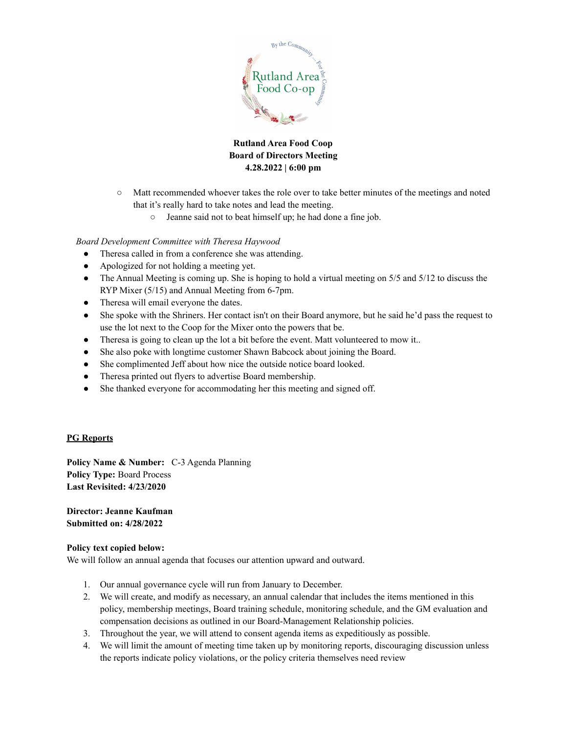**Rutland Area Food Coop**
**Board of Directors Meeting**
**4.28.2022 | 6:00 pm**

- Matt recommended whoever takes the role over to take better minutes of the meetings and noted that it's really hard to take notes and lead the meeting.
    - Jeanne said not to beat himself up; he had done a fine job.

*Board Development Committee with Theresa Haywood*

- Theresa called in from a conference she was attending.
- Apologized for not holding a meeting yet.
- The Annual Meeting is coming up. She is hoping to hold a virtual meeting on 5/5 and 5/12 to discuss the RYP Mixer (5/15) and Annual Meeting from 6-7pm.
- Theresa will email everyone the dates.
- She spoke with the Shriners. Her contact isn't on their Board anymore, but he said he'd pass the request to use the lot next to the Coop for the Mixer onto the powers that be.
- Theresa is going to clean up the lot a bit before the event. Matt volunteered to mow it..
- She also poke with longtime customer Shawn Babcock about joining the Board.
- She complimented Jeff about how nice the outside notice board looked.
- Theresa printed out flyers to advertise Board membership.
- She thanked everyone for accommodating her this meeting and signed off.

**PG Reports**

**Policy Name & Number:** C-3 Agenda Planning
**Policy Type:** Board Process
**Last Revisited: 4/23/2020**

**Director: Jeanne Kaufman**
**Submitted on: 4/28/2022**

**Policy text copied below:**
We will follow an annual agenda that focuses our attention upward and outward.

1. Our annual governance cycle will run from January to December.
2. We will create, and modify as necessary, an annual calendar that includes the items mentioned in this policy, membership meetings, Board training schedule, monitoring schedule, and the GM evaluation and compensation decisions as outlined in our Board-Management Relationship policies.
3. Throughout the year, we will attend to consent agenda items as expeditiously as possible.
4. We will limit the amount of meeting time taken up by monitoring reports, discouraging discussion unless the reports indicate policy violations, or the policy criteria themselves need review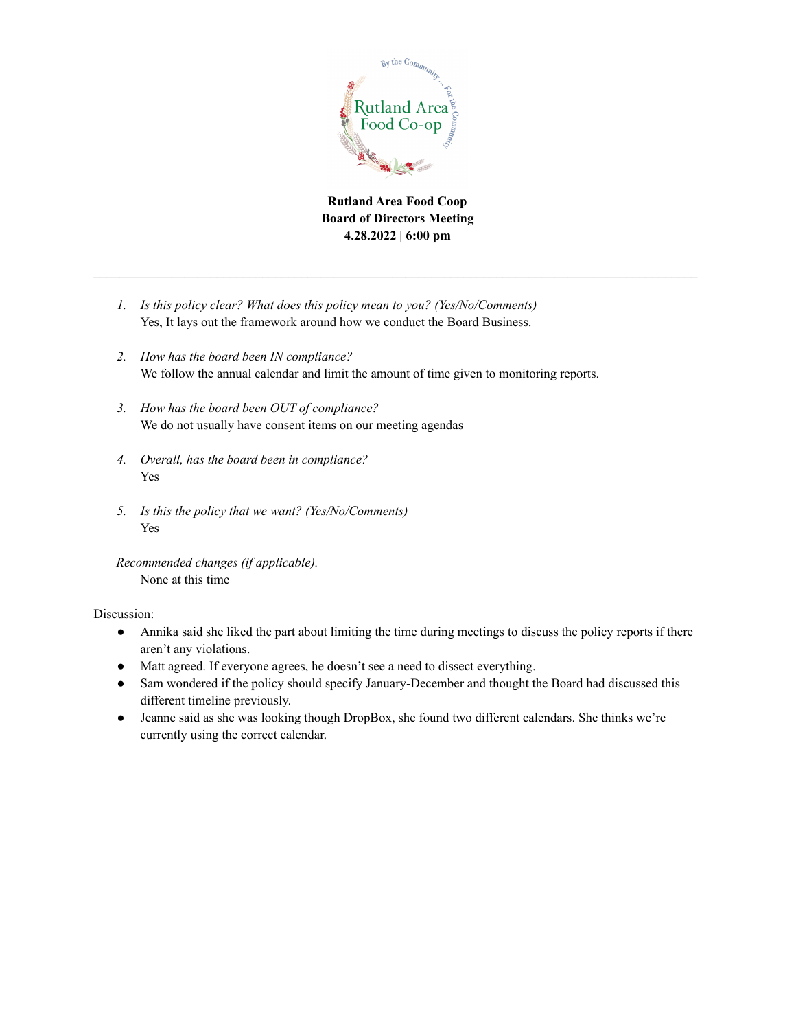**Rutland Area Food Coop**
**Board of Directors Meeting**
**4.28.2022 | 6:00 pm**

---

1. *Is this policy clear? What does this policy mean to you? (Yes/No/Comments)*
   Yes, It lays out the framework around how we conduct the Board Business.

2. *How has the board been IN compliance?*
   We follow the annual calendar and limit the amount of time given to monitoring reports.

3. *How has the board been OUT of compliance?*
   We do not usually have consent items on our meeting agendas

4. *Overall, has the board been in compliance?*
   Yes

5. *Is this the policy that we want? (Yes/No/Comments)*
   Yes

*Recommended changes (if applicable).*
None at this time

Discussion:

- Annika said she liked the part about limiting the time during meetings to discuss the policy reports if there aren't any violations.
- Matt agreed. If everyone agrees, he doesn't see a need to dissect everything.
- Sam wondered if the policy should specify January-December and thought the Board had discussed this different timeline previously.
- Jeanne said as she was looking though DropBox, she found two different calendars. She thinks we're currently using the correct calendar.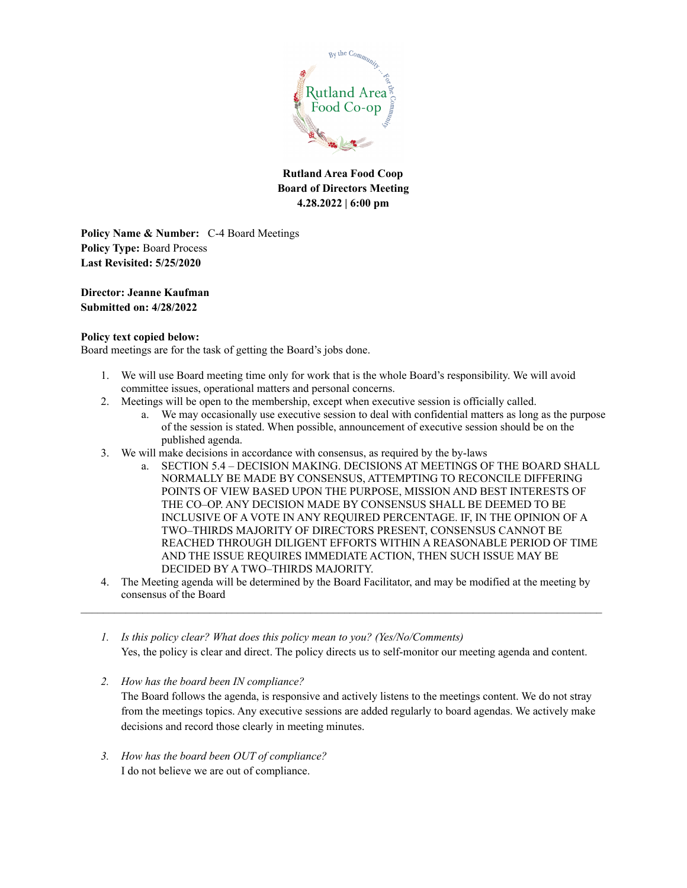**Rutland Area Food Coop**
**Board of Directors Meeting**
**4.28.2022 | 6:00 pm**

**Policy Name & Number:** C-4 Board Meetings
**Policy Type:** Board Process
**Last Revisited: 5/25/2020**

**Director: Jeanne Kaufman**
**Submitted on: 4/28/2022**

**Policy text copied below:**
Board meetings are for the task of getting the Board's jobs done.

1. We will use Board meeting time only for work that is the whole Board's responsibility. We will avoid committee issues, operational matters and personal concerns.
2. Meetings will be open to the membership, except when executive session is officially called.
   a. We may occasionally use executive session to deal with confidential matters as long as the purpose of the session is stated. When possible, announcement of executive session should be on the published agenda.
3. We will make decisions in accordance with consensus, as required by the by-laws
   a. SECTION 5.4 – DECISION MAKING. DECISIONS AT MEETINGS OF THE BOARD SHALL NORMALLY BE MADE BY CONSENSUS, ATTEMPTING TO RECONCILE DIFFERING POINTS OF VIEW BASED UPON THE PURPOSE, MISSION AND BEST INTERESTS OF THE CO–OP. ANY DECISION MADE BY CONSENSUS SHALL BE DEEMED TO BE INCLUSIVE OF A VOTE IN ANY REQUIRED PERCENTAGE. IF, IN THE OPINION OF A TWO–THIRDS MAJORITY OF DIRECTORS PRESENT, CONSENSUS CANNOT BE REACHED THROUGH DILIGENT EFFORTS WITHIN A REASONABLE PERIOD OF TIME AND THE ISSUE REQUIRES IMMEDIATE ACTION, THEN SUCH ISSUE MAY BE DECIDED BY A TWO–THIRDS MAJORITY.
4. The Meeting agenda will be determined by the Board Facilitator, and may be modified at the meeting by consensus of the Board

---

1. *Is this policy clear? What does this policy mean to you? (Yes/No/Comments)*
   Yes, the policy is clear and direct. The policy directs us to self-monitor our meeting agenda and content.

2. *How has the board been IN compliance?*
   The Board follows the agenda, is responsive and actively listens to the meetings content. We do not stray from the meetings topics. Any executive sessions are added regularly to board agendas. We actively make decisions and record those clearly in meeting minutes.

3. *How has the board been OUT of compliance?*
   I do not believe we are out of compliance.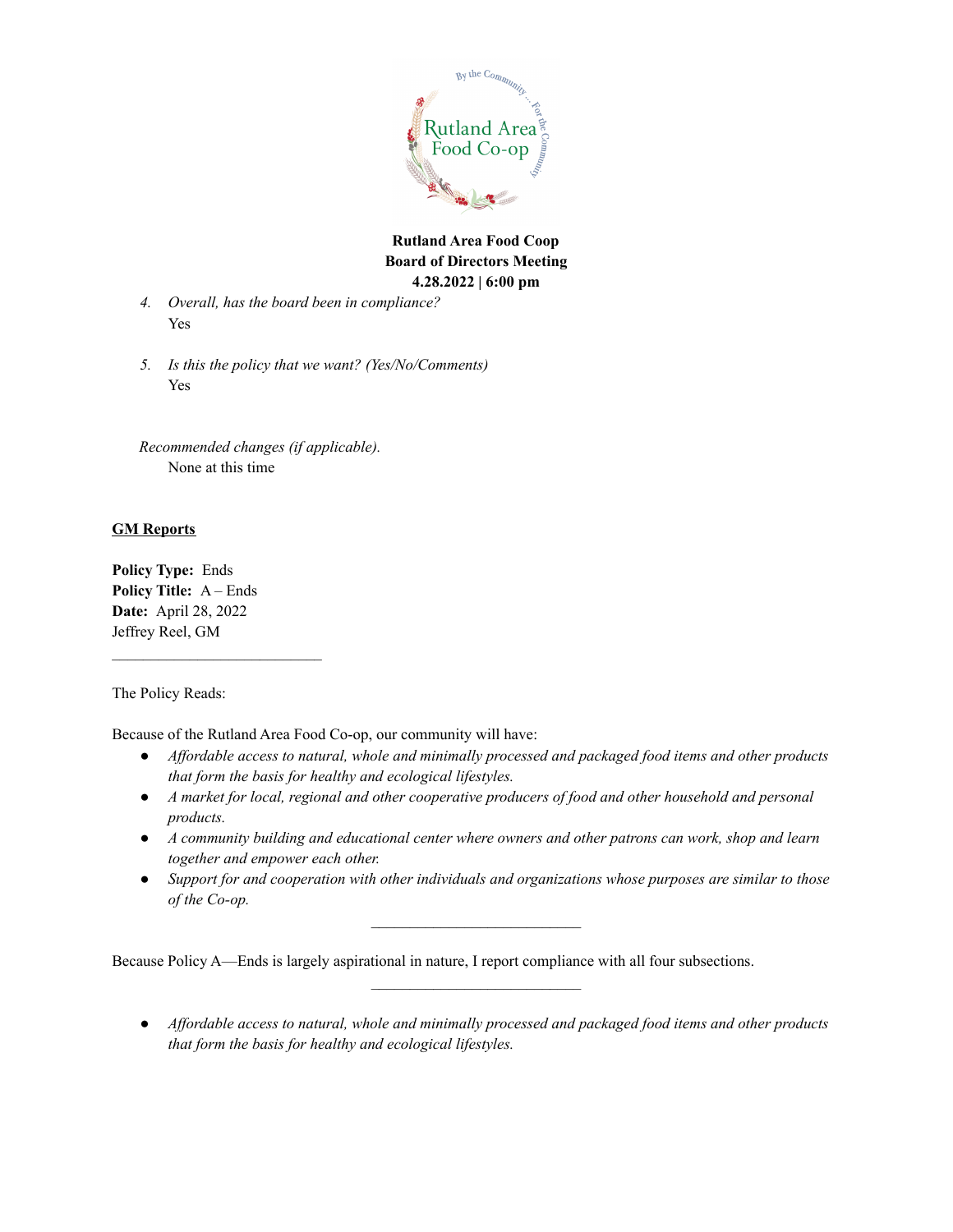**Rutland Area Food Coop**
**Board of Directors Meeting**
**4.28.2022 | 6:00 pm**

4. *Overall, has the board been in compliance?*
   Yes

5. *Is this the policy that we want? (Yes/No/Comments)*
   Yes

*Recommended changes (if applicable).*
   None at this time

## GM Reports

**Policy Type:** Ends
**Policy Title:** A – Ends
**Date:** April 28, 2022
Jeffrey Reel, GM

---

The Policy Reads:

Because of the Rutland Area Food Co-op, our community will have:

- *Affordable access to natural, whole and minimally processed and packaged food items and other products that form the basis for healthy and ecological lifestyles.*
- *A market for local, regional and other cooperative producers of food and other household and personal products.*
- *A community building and educational center where owners and other patrons can work, shop and learn together and empower each other.*
- *Support for and cooperation with other individuals and organizations whose purposes are similar to those of the Co-op.*

---

Because Policy A—Ends is largely aspirational in nature, I report compliance with all four subsections.

---

- *Affordable access to natural, whole and minimally processed and packaged food items and other products that form the basis for healthy and ecological lifestyles.*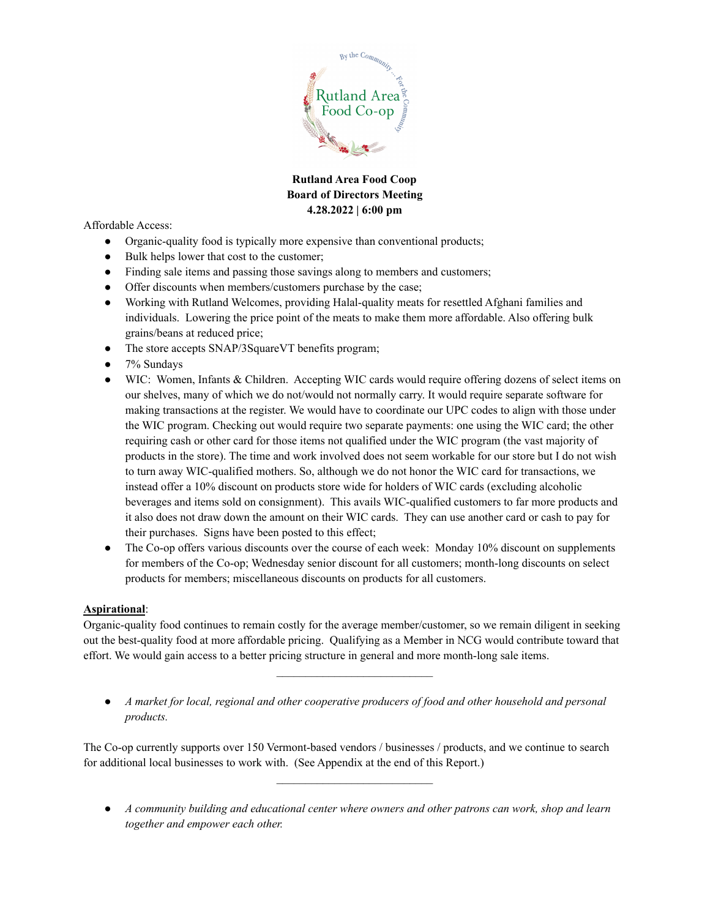**Rutland Area Food Coop**
**Board of Directors Meeting**
**4.28.2022 | 6:00 pm**

Affordable Access:

- Organic-quality food is typically more expensive than conventional products;
- Bulk helps lower that cost to the customer;
- Finding sale items and passing those savings along to members and customers;
- Offer discounts when members/customers purchase by the case;
- Working with Rutland Welcomes, providing Halal-quality meats for resettled Afghani families and individuals. Lowering the price point of the meats to make them more affordable. Also offering bulk grains/beans at reduced price;
- The store accepts SNAP/3SquareVT benefits program;
- 7% Sundays
- WIC: Women, Infants & Children. Accepting WIC cards would require offering dozens of select items on our shelves, many of which we do not/would not normally carry. It would require separate software for making transactions at the register. We would have to coordinate our UPC codes to align with those under the WIC program. Checking out would require two separate payments: one using the WIC card; the other requiring cash or other card for those items not qualified under the WIC program (the vast majority of products in the store). The time and work involved does not seem workable for our store but I do not wish to turn away WIC-qualified mothers. So, although we do not honor the WIC card for transactions, we instead offer a 10% discount on products store wide for holders of WIC cards (excluding alcoholic beverages and items sold on consignment). This avails WIC-qualified customers to far more products and it also does not draw down the amount on their WIC cards. They can use another card or cash to pay for their purchases. Signs have been posted to this effect;
- The Co-op offers various discounts over the course of each week: Monday 10% discount on supplements for members of the Co-op; Wednesday senior discount for all customers; month-long discounts on select products for members; miscellaneous discounts on products for all customers.

**Aspirational**:
Organic-quality food continues to remain costly for the average member/customer, so we remain diligent in seeking out the best-quality food at more affordable pricing. Qualifying as a Member in NCG would contribute toward that effort. We would gain access to a better pricing structure in general and more month-long sale items.

---

- *A market for local, regional and other cooperative producers of food and other household and personal products.*

The Co-op currently supports over 150 Vermont-based vendors / businesses / products, and we continue to search for additional local businesses to work with. (See Appendix at the end of this Report.)

---

- *A community building and educational center where owners and other patrons can work, shop and learn together and empower each other.*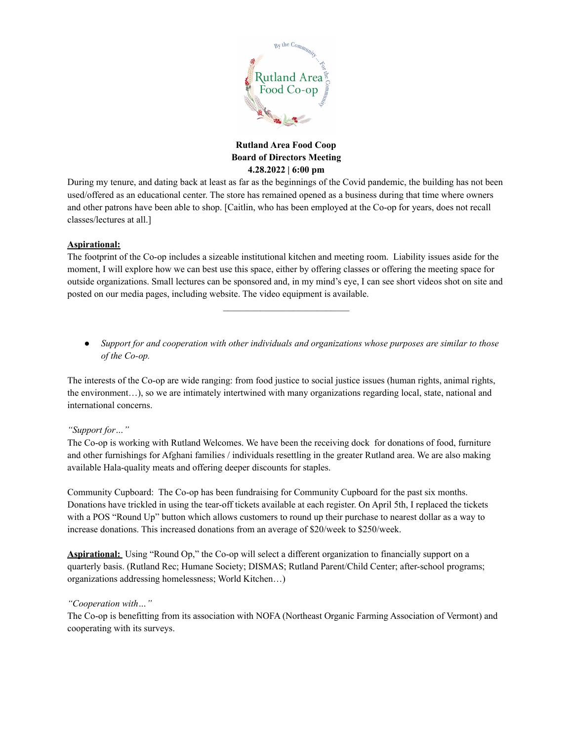**Rutland Area Food Coop**
**Board of Directors Meeting**
**4.28.2022 | 6:00 pm**

During my tenure, and dating back at least as far as the beginnings of the Covid pandemic, the building has not been used/offered as an educational center. The store has remained opened as a business during that time where owners and other patrons have been able to shop. [Caitlin, who has been employed at the Co-op for years, does not recall classes/lectures at all.]

**Aspirational:**
The footprint of the Co-op includes a sizeable institutional kitchen and meeting room. Liability issues aside for the moment, I will explore how we can best use this space, either by offering classes or offering the meeting space for outside organizations. Small lectures can be sponsored and, in my mind's eye, I can see short videos shot on site and posted on our media pages, including website. The video equipment is available.

---

- *Support for and cooperation with other individuals and organizations whose purposes are similar to those of the Co-op.*

The interests of the Co-op are wide ranging: from food justice to social justice issues (human rights, animal rights, the environment…), so we are intimately intertwined with many organizations regarding local, state, national and international concerns.

*"Support for…"*
The Co-op is working with Rutland Welcomes. We have been the receiving dock for donations of food, furniture and other furnishings for Afghani families / individuals resettling in the greater Rutland area. We are also making available Hala-quality meats and offering deeper discounts for staples.

Community Cupboard: The Co-op has been fundraising for Community Cupboard for the past six months. Donations have trickled in using the tear-off tickets available at each register. On April 5th, I replaced the tickets with a POS "Round Up" button which allows customers to round up their purchase to nearest dollar as a way to increase donations. This increased donations from an average of $20/week to $250/week.

**Aspirational:** Using "Round Op," the Co-op will select a different organization to financially support on a quarterly basis. (Rutland Rec; Humane Society; DISMAS; Rutland Parent/Child Center; after-school programs; organizations addressing homelessness; World Kitchen…)

*"Cooperation with…"*
The Co-op is benefitting from its association with NOFA (Northeast Organic Farming Association of Vermont) and cooperating with its surveys.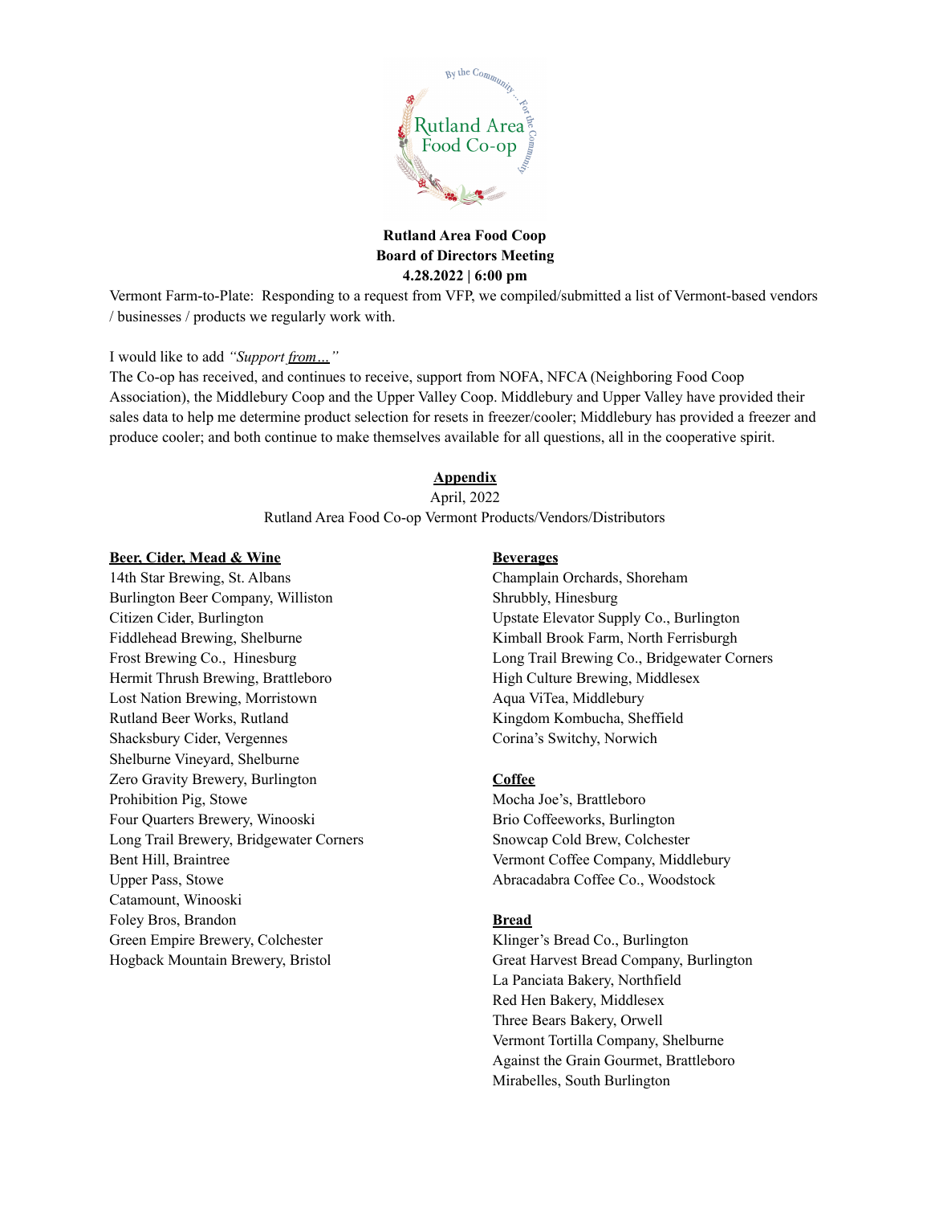**Rutland Area Food Coop**
**Board of Directors Meeting**
**4.28.2022 | 6:00 pm**

Vermont Farm-to-Plate: Responding to a request from VFP, we compiled/submitted a list of Vermont-based vendors / businesses / products we regularly work with.

I would like to add *"Support from…"*
The Co-op has received, and continues to receive, support from NOFA, NFCA (Neighboring Food Coop Association), the Middlebury Coop and the Upper Valley Coop. Middlebury and Upper Valley have provided their sales data to help me determine product selection for resets in freezer/cooler; Middlebury has provided a freezer and produce cooler; and both continue to make themselves available for all questions, all in the cooperative spirit.

## Appendix

April, 2022
Rutland Area Food Co-op Vermont Products/Vendors/Distributors

**Beer, Cider, Mead & Wine**
14th Star Brewing, St. Albans
Burlington Beer Company, Williston
Citizen Cider, Burlington
Fiddlehead Brewing, Shelburne
Frost Brewing Co., Hinesburg
Hermit Thrush Brewing, Brattleboro
Lost Nation Brewing, Morristown
Rutland Beer Works, Rutland
Shacksbury Cider, Vergennes
Shelburne Vineyard, Shelburne
Zero Gravity Brewery, Burlington
Prohibition Pig, Stowe
Four Quarters Brewery, Winooski
Long Trail Brewery, Bridgewater Corners
Bent Hill, Braintree
Upper Pass, Stowe
Catamount, Winooski
Foley Bros, Brandon
Green Empire Brewery, Colchester
Hogback Mountain Brewery, Bristol

**Beverages**
Champlain Orchards, Shoreham
Shrubbly, Hinesburg
Upstate Elevator Supply Co., Burlington
Kimball Brook Farm, North Ferrisburgh
Long Trail Brewing Co., Bridgewater Corners
High Culture Brewing, Middlesex
Aqua ViTea, Middlebury
Kingdom Kombucha, Sheffield
Corina's Switchy, Norwich

**Coffee**
Mocha Joe's, Brattleboro
Brio Coffeeworks, Burlington
Snowcap Cold Brew, Colchester
Vermont Coffee Company, Middlebury
Abracadabra Coffee Co., Woodstock

**Bread**
Klinger's Bread Co., Burlington
Great Harvest Bread Company, Burlington
La Panciata Bakery, Northfield
Red Hen Bakery, Middlesex
Three Bears Bakery, Orwell
Vermont Tortilla Company, Shelburne
Against the Grain Gourmet, Brattleboro
Mirabelles, South Burlington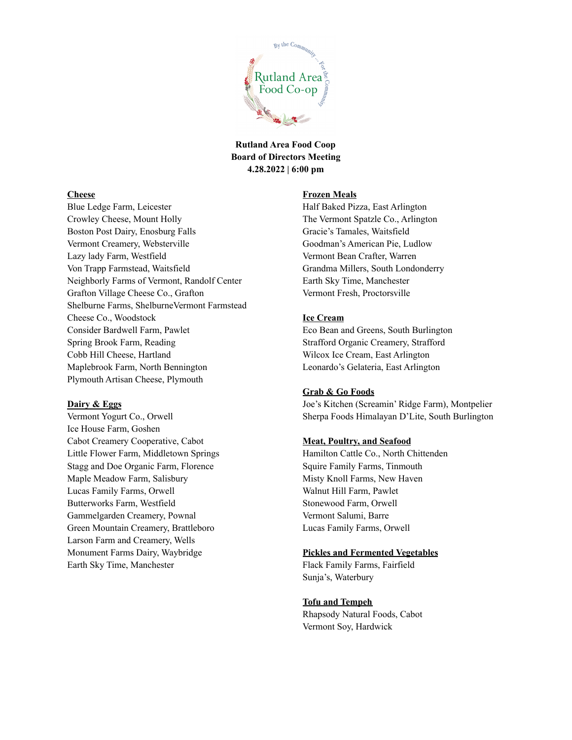**Rutland Area Food Coop**
**Board of Directors Meeting**
**4.28.2022 | 6:00 pm**

**Cheese**
Blue Ledge Farm, Leicester
Crowley Cheese, Mount Holly
Boston Post Dairy, Enosburg Falls
Vermont Creamery, Websterville
Lazy lady Farm, Westfield
Von Trapp Farmstead, Waitsfield
Neighborly Farms of Vermont, Randolf Center
Grafton Village Cheese Co., Grafton
Shelburne Farms, ShelburneVermont Farmstead
Cheese Co., Woodstock
Consider Bardwell Farm, Pawlet
Spring Brook Farm, Reading
Cobb Hill Cheese, Hartland
Maplebrook Farm, North Bennington
Plymouth Artisan Cheese, Plymouth

**Dairy & Eggs**
Vermont Yogurt Co., Orwell
Ice House Farm, Goshen
Cabot Creamery Cooperative, Cabot
Little Flower Farm, Middletown Springs
Stagg and Doe Organic Farm, Florence
Maple Meadow Farm, Salisbury
Lucas Family Farms, Orwell
Butterworks Farm, Westfield
Gammelgarden Creamery, Pownal
Green Mountain Creamery, Brattleboro
Larson Farm and Creamery, Wells
Monument Farms Dairy, Waybridge
Earth Sky Time, Manchester

**Frozen Meals**
Half Baked Pizza, East Arlington
The Vermont Spatzle Co., Arlington
Gracie's Tamales, Waitsfield
Goodman's American Pie, Ludlow
Vermont Bean Crafter, Warren
Grandma Millers, South Londonderry
Earth Sky Time, Manchester
Vermont Fresh, Proctorsville

**Ice Cream**
Eco Bean and Greens, South Burlington
Strafford Organic Creamery, Strafford
Wilcox Ice Cream, East Arlington
Leonardo's Gelateria, East Arlington

**Grab & Go Foods**
Joe's Kitchen (Screamin' Ridge Farm), Montpelier
Sherpa Foods Himalayan D'Lite, South Burlington

**Meat, Poultry, and Seafood**
Hamilton Cattle Co., North Chittenden
Squire Family Farms, Tinmouth
Misty Knoll Farms, New Haven
Walnut Hill Farm, Pawlet
Stonewood Farm, Orwell
Vermont Salumi, Barre
Lucas Family Farms, Orwell

**Pickles and Fermented Vegetables**
Flack Family Farms, Fairfield
Sunja's, Waterbury

**Tofu and Tempeh**
Rhapsody Natural Foods, Cabot
Vermont Soy, Hardwick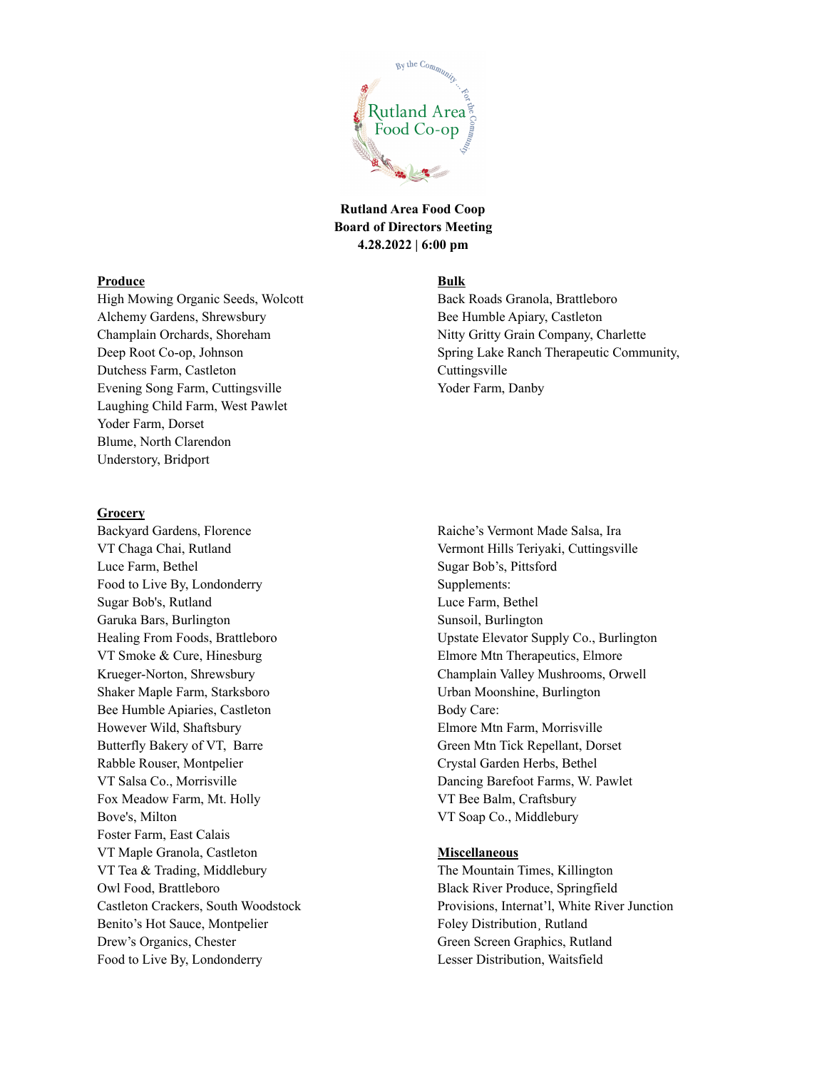**Rutland Area Food Coop**
**Board of Directors Meeting**
**4.28.2022 | 6:00 pm**

**Produce**

High Mowing Organic Seeds, Wolcott
Alchemy Gardens, Shrewsbury
Champlain Orchards, Shoreham
Deep Root Co-op, Johnson
Dutchess Farm, Castleton
Evening Song Farm, Cuttingsville
Laughing Child Farm, West Pawlet
Yoder Farm, Dorset
Blume, North Clarendon
Understory, Bridport

**Bulk**

Back Roads Granola, Brattleboro
Bee Humble Apiary, Castleton
Nitty Gritty Grain Company, Charlette
Spring Lake Ranch Therapeutic Community, Cuttingsville
Yoder Farm, Danby

**Grocery**

Backyard Gardens, Florence
VT Chaga Chai, Rutland
Luce Farm, Bethel
Food to Live By, Londonderry
Sugar Bob's, Rutland
Garuka Bars, Burlington
Healing From Foods, Brattleboro
VT Smoke & Cure, Hinesburg
Krueger-Norton, Shrewsbury
Shaker Maple Farm, Starksboro
Bee Humble Apiaries, Castleton
However Wild, Shaftsbury
Butterfly Bakery of VT, Barre
Rabble Rouser, Montpelier
VT Salsa Co., Morrisville
Fox Meadow Farm, Mt. Holly
Bove's, Milton
Foster Farm, East Calais
VT Maple Granola, Castleton
VT Tea & Trading, Middlebury
Owl Food, Brattleboro
Castleton Crackers, South Woodstock
Benito's Hot Sauce, Montpelier
Drew's Organics, Chester
Food to Live By, Londonderry
Raiche's Vermont Made Salsa, Ira
Vermont Hills Teriyaki, Cuttingsville
Sugar Bob's, Pittsford

Supplements:
Luce Farm, Bethel
Sunsoil, Burlington
Upstate Elevator Supply Co., Burlington
Elmore Mtn Therapeutics, Elmore
Champlain Valley Mushrooms, Orwell
Urban Moonshine, Burlington

Body Care:
Elmore Mtn Farm, Morrisville
Green Mtn Tick Repellant, Dorset
Crystal Garden Herbs, Bethel
Dancing Barefoot Farms, W. Pawlet
VT Bee Balm, Craftsbury
VT Soap Co., Middlebury

**Miscellaneous**

The Mountain Times, Killington
Black River Produce, Springfield
Provisions, Internat'l, White River Junction
Foley Distribution, Rutland
Green Screen Graphics, Rutland
Lesser Distribution, Waitsfield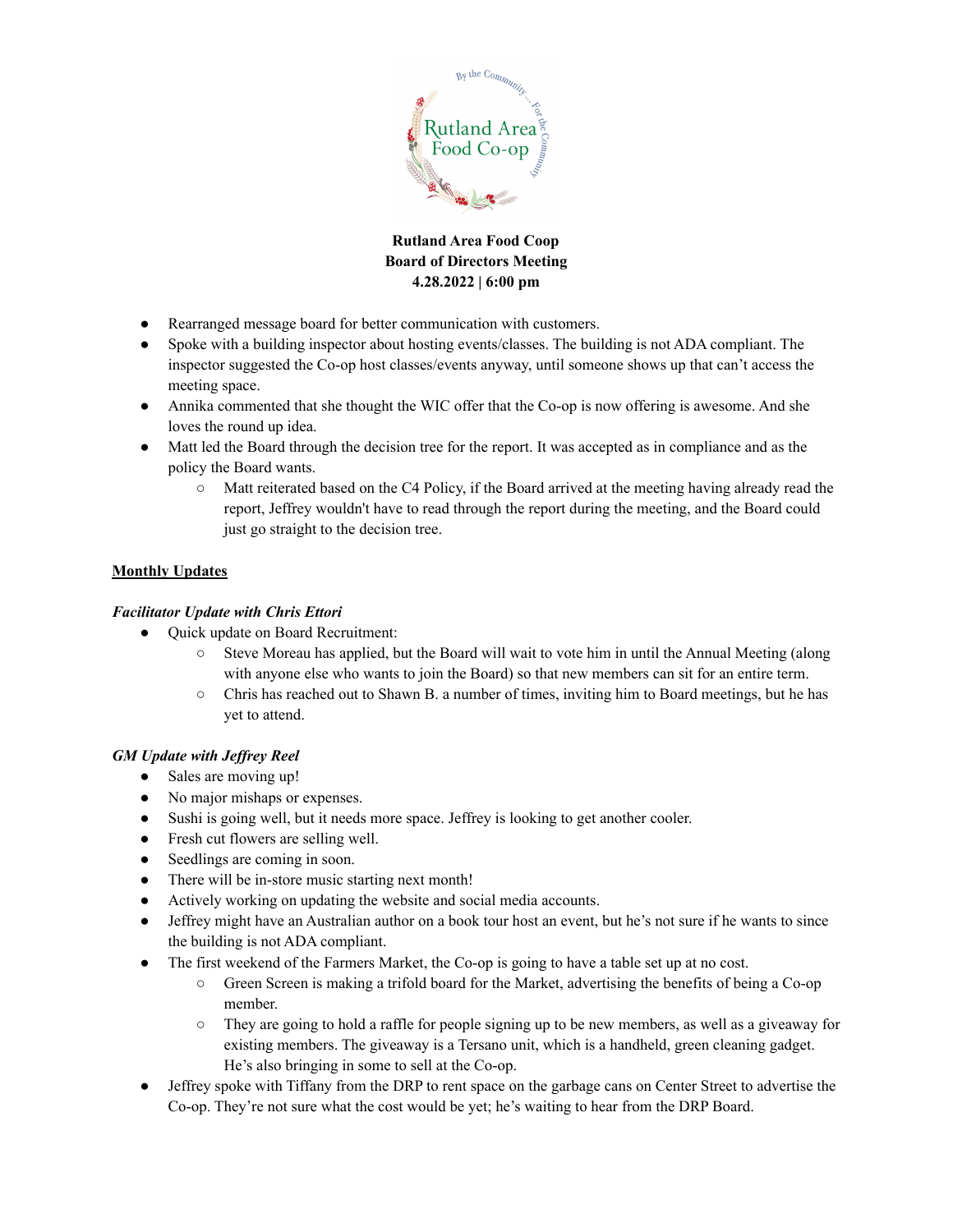**Rutland Area Food Coop**
**Board of Directors Meeting**
**4.28.2022 | 6:00 pm**

- Rearranged message board for better communication with customers.
- Spoke with a building inspector about hosting events/classes. The building is not ADA compliant. The inspector suggested the Co-op host classes/events anyway, until someone shows up that can't access the meeting space.
- Annika commented that she thought the WIC offer that the Co-op is now offering is awesome. And she loves the round up idea.
- Matt led the Board through the decision tree for the report. It was accepted as in compliance and as the policy the Board wants.
    - Matt reiterated based on the C4 Policy, if the Board arrived at the meeting having already read the report, Jeffrey wouldn't have to read through the report during the meeting, and the Board could just go straight to the decision tree.

**Monthly Updates**

***Facilitator Update with Chris Ettori***

- Quick update on Board Recruitment:
    - Steve Moreau has applied, but the Board will wait to vote him in until the Annual Meeting (along with anyone else who wants to join the Board) so that new members can sit for an entire term.
    - Chris has reached out to Shawn B. a number of times, inviting him to Board meetings, but he has yet to attend.

***GM Update with Jeffrey Reel***

- Sales are moving up!
- No major mishaps or expenses.
- Sushi is going well, but it needs more space. Jeffrey is looking to get another cooler.
- Fresh cut flowers are selling well.
- Seedlings are coming in soon.
- There will be in-store music starting next month!
- Actively working on updating the website and social media accounts.
- Jeffrey might have an Australian author on a book tour host an event, but he's not sure if he wants to since the building is not ADA compliant.
- The first weekend of the Farmers Market, the Co-op is going to have a table set up at no cost.
    - Green Screen is making a trifold board for the Market, advertising the benefits of being a Co-op member.
    - They are going to hold a raffle for people signing up to be new members, as well as a giveaway for existing members. The giveaway is a Tersano unit, which is a handheld, green cleaning gadget. He's also bringing in some to sell at the Co-op.
- Jeffrey spoke with Tiffany from the DRP to rent space on the garbage cans on Center Street to advertise the Co-op. They're not sure what the cost would be yet; he's waiting to hear from the DRP Board.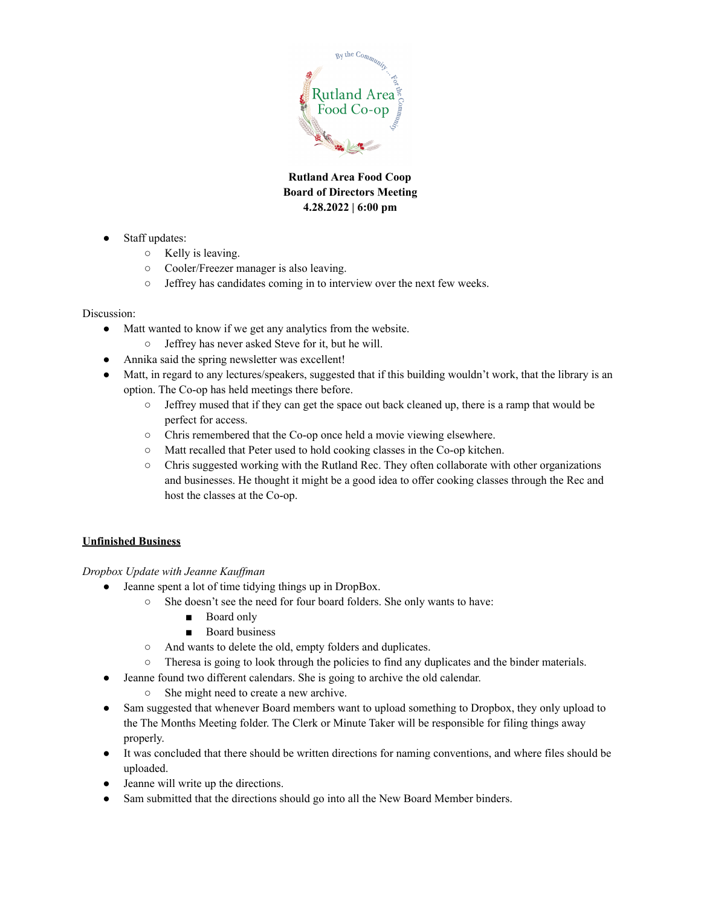**Rutland Area Food Coop**
**Board of Directors Meeting**
**4.28.2022 | 6:00 pm**

- Staff updates:
  - Kelly is leaving.
  - Cooler/Freezer manager is also leaving.
  - Jeffrey has candidates coming in to interview over the next few weeks.

Discussion:

- Matt wanted to know if we get any analytics from the website.
  - Jeffrey has never asked Steve for it, but he will.
- Annika said the spring newsletter was excellent!
- Matt, in regard to any lectures/speakers, suggested that if this building wouldn't work, that the library is an option. The Co-op has held meetings there before.
  - Jeffrey mused that if they can get the space out back cleaned up, there is a ramp that would be perfect for access.
  - Chris remembered that the Co-op once held a movie viewing elsewhere.
  - Matt recalled that Peter used to hold cooking classes in the Co-op kitchen.
  - Chris suggested working with the Rutland Rec. They often collaborate with other organizations and businesses. He thought it might be a good idea to offer cooking classes through the Rec and host the classes at the Co-op.

**Unfinished Business**

*Dropbox Update with Jeanne Kauffman*

- Jeanne spent a lot of time tidying things up in DropBox.
  - She doesn't see the need for four board folders. She only wants to have:
    - Board only
    - Board business
  - And wants to delete the old, empty folders and duplicates.
  - Theresa is going to look through the policies to find any duplicates and the binder materials.
- Jeanne found two different calendars. She is going to archive the old calendar.
  - She might need to create a new archive.
- Sam suggested that whenever Board members want to upload something to Dropbox, they only upload to the The Months Meeting folder. The Clerk or Minute Taker will be responsible for filing things away properly.
- It was concluded that there should be written directions for naming conventions, and where files should be uploaded.
- Jeanne will write up the directions.
- Sam submitted that the directions should go into all the New Board Member binders.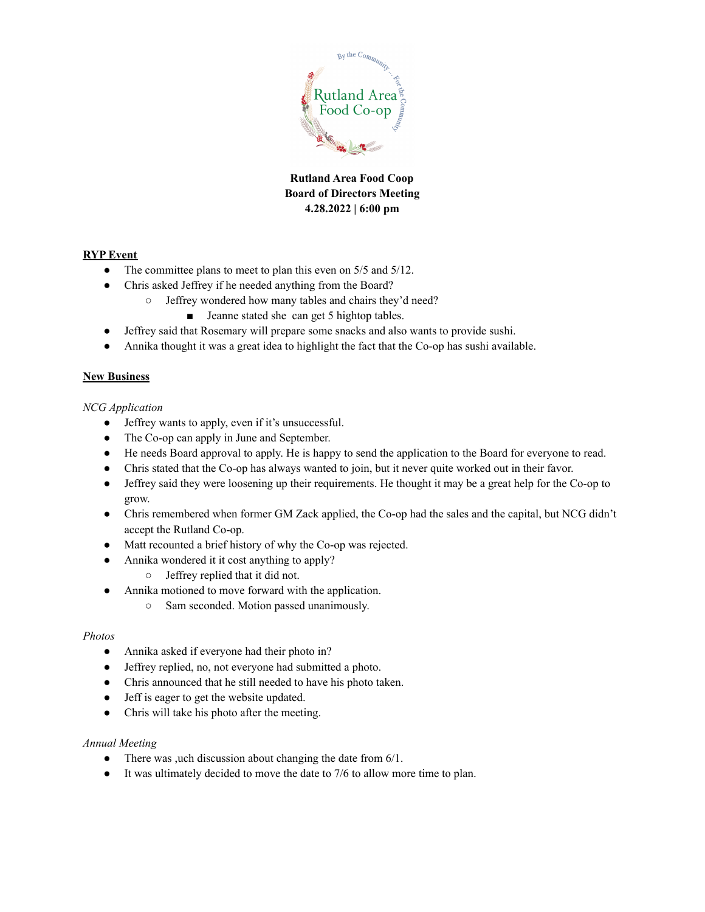**Rutland Area Food Coop**
**Board of Directors Meeting**
**4.28.2022 | 6:00 pm**

## RYP Event

- The committee plans to meet to plan this even on 5/5 and 5/12.
- Chris asked Jeffrey if he needed anything from the Board?
  - Jeffrey wondered how many tables and chairs they'd need?
    - Jeanne stated she  can get 5 hightop tables.
- Jeffrey said that Rosemary will prepare some snacks and also wants to provide sushi.
- Annika thought it was a great idea to highlight the fact that the Co-op has sushi available.

## New Business

*NCG Application*

- Jeffrey wants to apply, even if it's unsuccessful.
- The Co-op can apply in June and September.
- He needs Board approval to apply. He is happy to send the application to the Board for everyone to read.
- Chris stated that the Co-op has always wanted to join, but it never quite worked out in their favor.
- Jeffrey said they were loosening up their requirements. He thought it may be a great help for the Co-op to grow.
- Chris remembered when former GM Zack applied, the Co-op had the sales and the capital, but NCG didn't accept the Rutland Co-op.
- Matt recounted a brief history of why the Co-op was rejected.
- Annika wondered it it cost anything to apply?
  - Jeffrey replied that it did not.
- Annika motioned to move forward with the application.
  - Sam seconded. Motion passed unanimously.

*Photos*

- Annika asked if everyone had their photo in?
- Jeffrey replied, no, not everyone had submitted a photo.
- Chris announced that he still needed to have his photo taken.
- Jeff is eager to get the website updated.
- Chris will take his photo after the meeting.

*Annual Meeting*

- There was ,uch discussion about changing the date from 6/1.
- It was ultimately decided to move the date to 7/6 to allow more time to plan.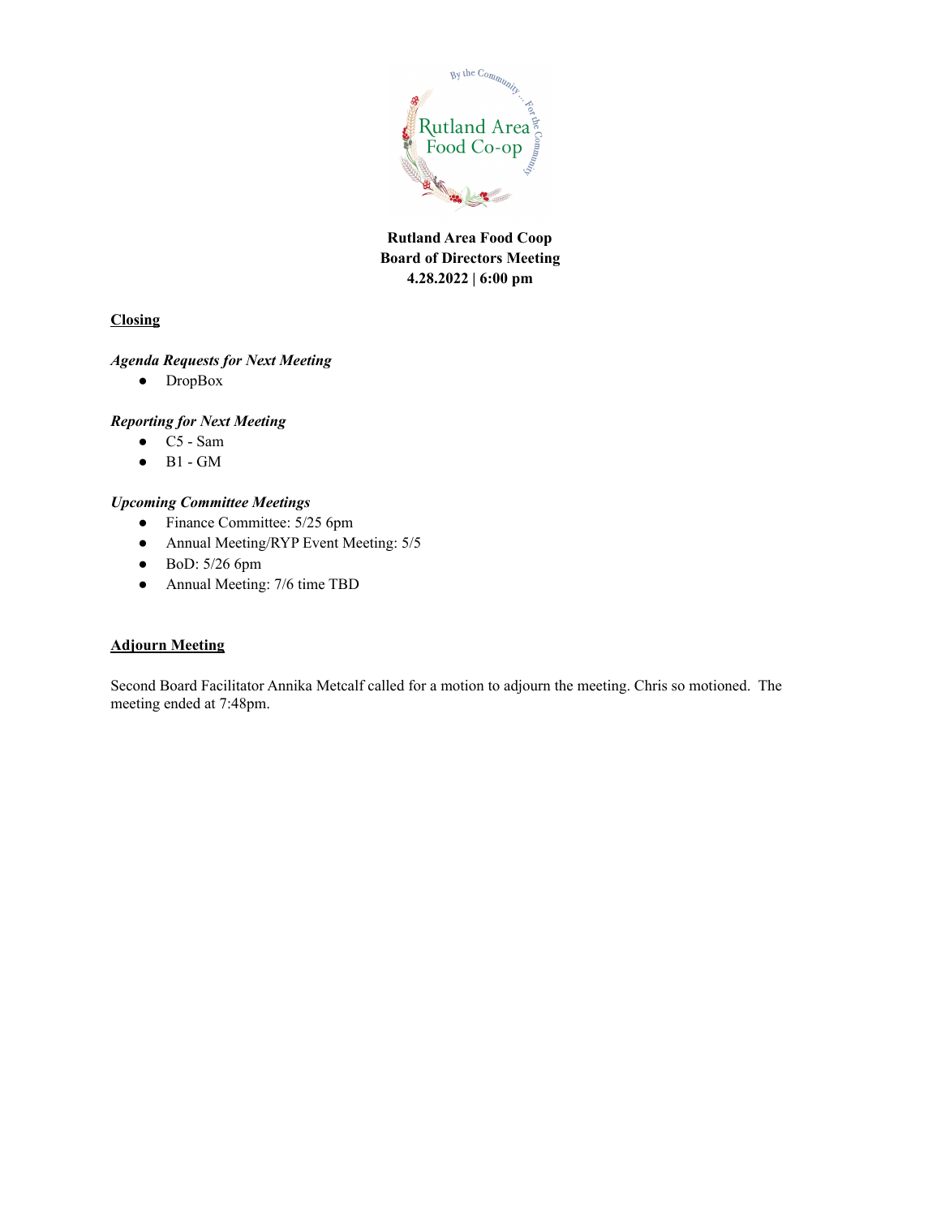**Rutland Area Food Coop**
**Board of Directors Meeting**
**4.28.2022 | 6:00 pm**

## Closing

### *Agenda Requests for Next Meeting*

- DropBox

### *Reporting for Next Meeting*

- C5 - Sam
- B1 - GM

### *Upcoming Committee Meetings*

- Finance Committee: 5/25 6pm
- Annual Meeting/RYP Event Meeting: 5/5
- BoD: 5/26 6pm
- Annual Meeting: 7/6 time TBD

## Adjourn Meeting

Second Board Facilitator Annika Metcalf called for a motion to adjourn the meeting. Chris so motioned. The meeting ended at 7:48pm.